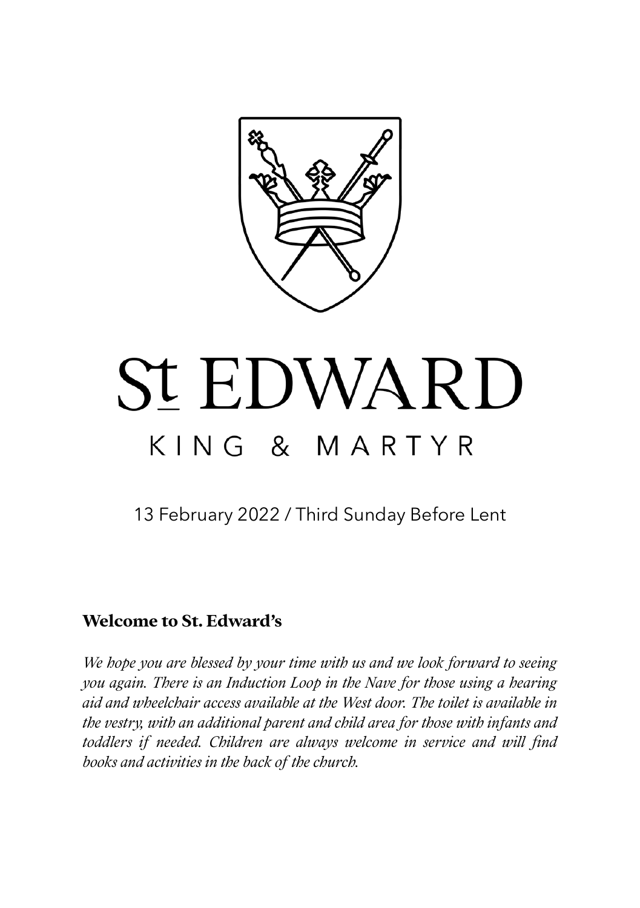# St EDWARD

## KING & MARTYR

13 February 2022 / Third Sunday Before Lent

### Welcome to St. Edward's

*We hope you are blessed by your time with us and we look forward to seeing you again. There is an Induction Loop in the Nave for those using a hearing aid and wheelchair access available at the West door. The toilet is available in the vestry, with an additional parent and child area for those with infants and toddlers if needed. Children are always welcome in service and will find books and activities in the back of the church.*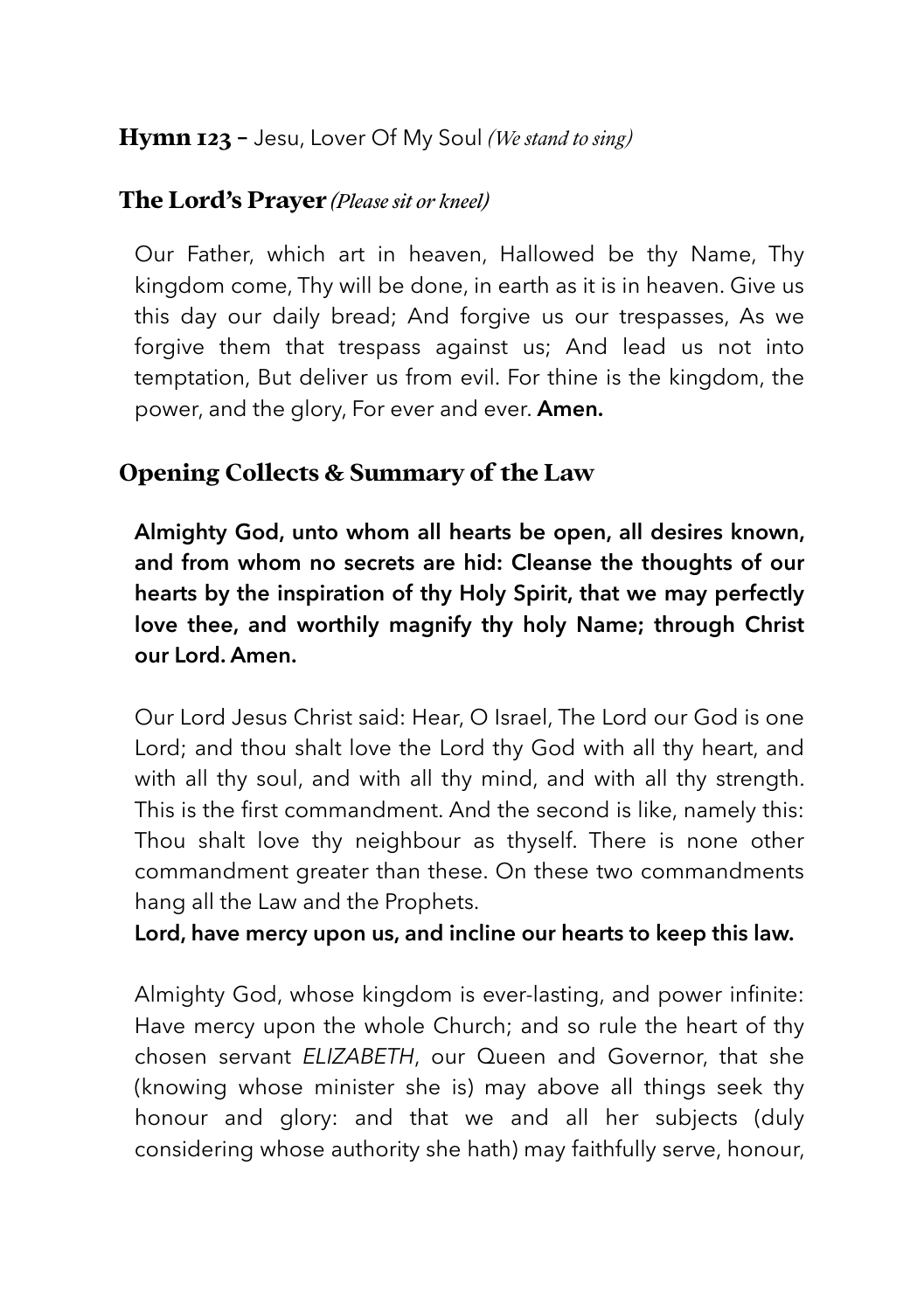## **Hymn 123 –** Jesu, Lover Of My Soul *(We stand to sing)*

## The Lord's Prayer *(Please sit or kneel)*

Our Father, which art in heaven, Hallowed be thy Name, Thy kingdom come, Thy will be done, in earth as it is in heaven. Give us this day our daily bread; And forgive us our trespasses, As we forgive them that trespass against us; And lead us not into temptation, But deliver us from evil. For thine is the kingdom, the power, and the glory, For ever and ever. **Amen.**

## Opening Collects & Summary of the Law

**Almighty God, unto whom all hearts be open, all desires known, and from whom no secrets are hid: Cleanse the thoughts of our hearts by the inspiration of thy Holy Spirit, that we may perfectly love thee, and worthily magnify thy holy Name; through Christ our Lord. Amen.**

Our Lord Jesus Christ said: Hear, O Israel, The Lord our God is one Lord; and thou shalt love the Lord thy God with all thy heart, and with all thy soul, and with all thy mind, and with all thy strength. This is the first commandment. And the second is like, namely this: Thou shalt love thy neighbour as thyself. There is none other commandment greater than these. On these two commandments hang all the Law and the Prophets.
**Lord, have mercy upon us, and incline our hearts to keep this law.**

Almighty God, whose kingdom is ever-lasting, and power infinite: Have mercy upon the whole Church; and so rule the heart of thy chosen servant *ELIZABETH*, our Queen and Governor, that she (knowing whose minister she is) may above all things seek thy honour and glory: and that we and all her subjects (duly considering whose authority she hath) may faithfully serve, honour,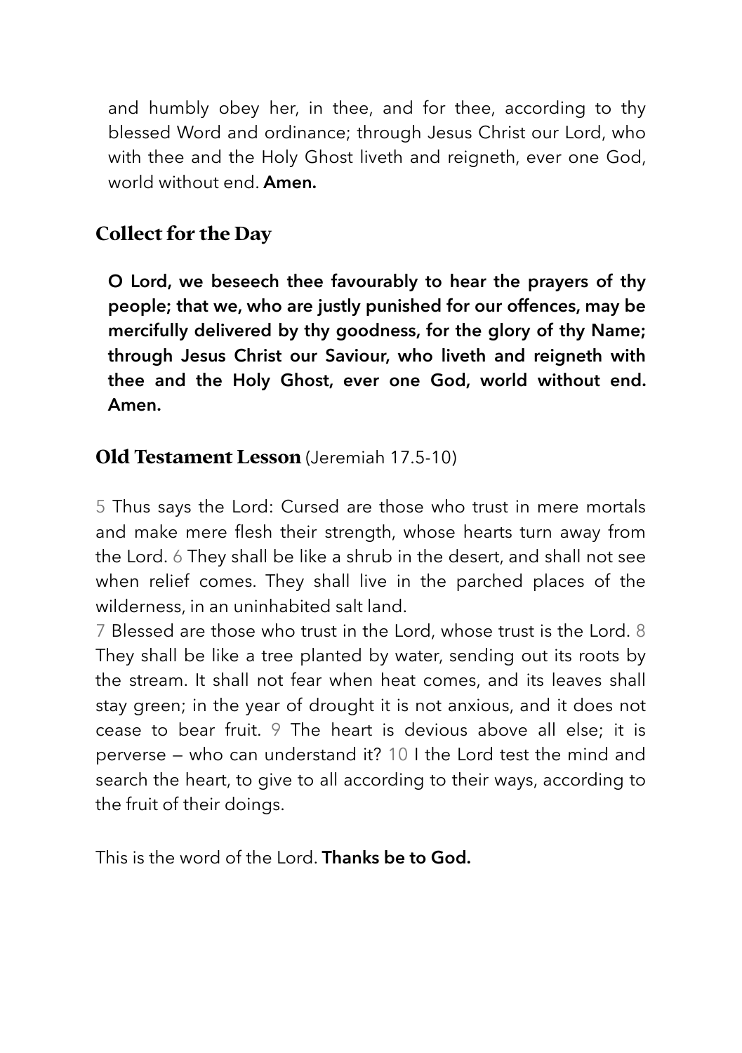and humbly obey her, in thee, and for thee, according to thy blessed Word and ordinance; through Jesus Christ our Lord, who with thee and the Holy Ghost liveth and reigneth, ever one God, world without end. **Amen.**

## Collect for the Day

**O Lord, we beseech thee favourably to hear the prayers of thy people; that we, who are justly punished for our offences, may be mercifully delivered by thy goodness, for the glory of thy Name; through Jesus Christ our Saviour, who liveth and reigneth with thee and the Holy Ghost, ever one God, world without end. Amen.**

## Old Testament Lesson (Jeremiah 17.5-10)

5 Thus says the Lord: Cursed are those who trust in mere mortals and make mere flesh their strength, whose hearts turn away from the Lord. 6 They shall be like a shrub in the desert, and shall not see when relief comes. They shall live in the parched places of the wilderness, in an uninhabited salt land.
7 Blessed are those who trust in the Lord, whose trust is the Lord. 8 They shall be like a tree planted by water, sending out its roots by the stream. It shall not fear when heat comes, and its leaves shall stay green; in the year of drought it is not anxious, and it does not cease to bear fruit. 9 The heart is devious above all else; it is perverse — who can understand it? 10 I the Lord test the mind and search the heart, to give to all according to their ways, according to the fruit of their doings.

This is the word of the Lord. **Thanks be to God.**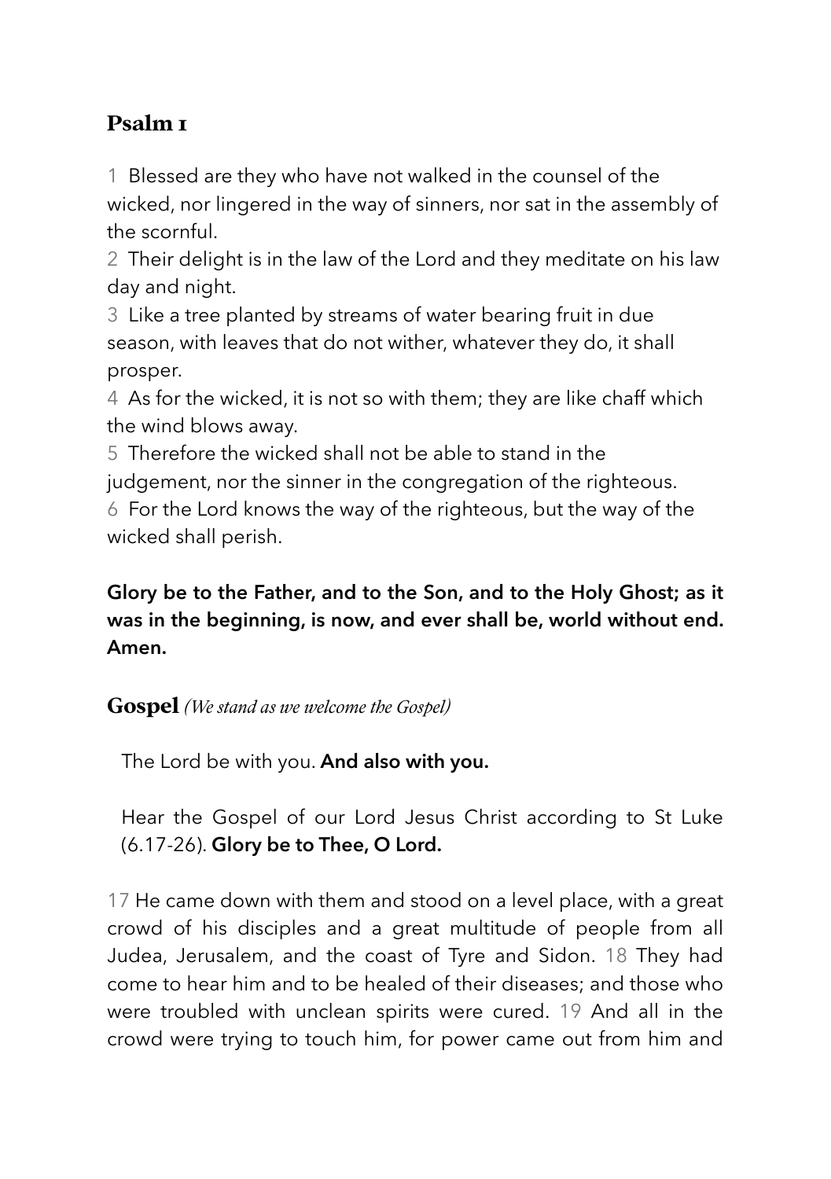## Psalm 1

1 Blessed are they who have not walked in the counsel of the wicked, nor lingered in the way of sinners, nor sat in the assembly of the scornful.
2 Their delight is in the law of the Lord and they meditate on his law day and night.
3 Like a tree planted by streams of water bearing fruit in due season, with leaves that do not wither, whatever they do, it shall prosper.
4 As for the wicked, it is not so with them; they are like chaff which the wind blows away.
5 Therefore the wicked shall not be able to stand in the judgement, nor the sinner in the congregation of the righteous.
6 For the Lord knows the way of the righteous, but the way of the wicked shall perish.

**Glory be to the Father, and to the Son, and to the Holy Ghost; as it was in the beginning, is now, and ever shall be, world without end. Amen.**

## Gospel *(We stand as we welcome the Gospel)*

The Lord be with you. **And also with you.**

Hear the Gospel of our Lord Jesus Christ according to St Luke (6.17-26). **Glory be to Thee, O Lord.**

17 He came down with them and stood on a level place, with a great crowd of his disciples and a great multitude of people from all Judea, Jerusalem, and the coast of Tyre and Sidon. 18 They had come to hear him and to be healed of their diseases; and those who were troubled with unclean spirits were cured. 19 And all in the crowd were trying to touch him, for power came out from him and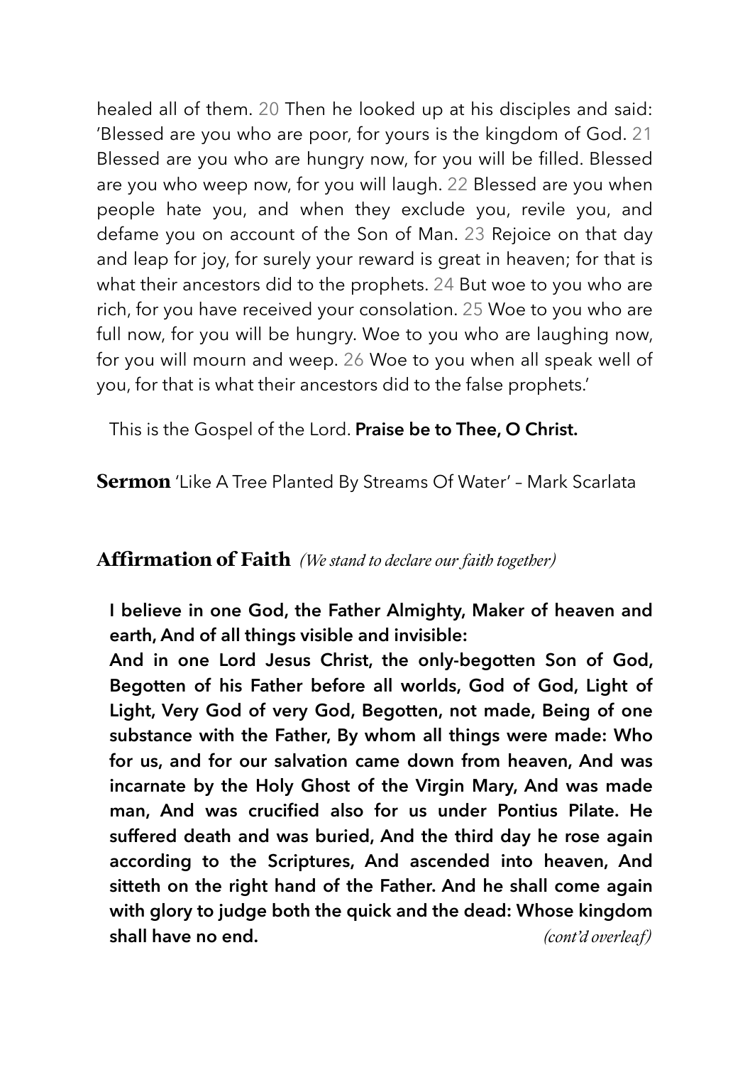healed all of them. 20 Then he looked up at his disciples and said: 'Blessed are you who are poor, for yours is the kingdom of God. 21 Blessed are you who are hungry now, for you will be filled. Blessed are you who weep now, for you will laugh. 22 Blessed are you when people hate you, and when they exclude you, revile you, and defame you on account of the Son of Man. 23 Rejoice on that day and leap for joy, for surely your reward is great in heaven; for that is what their ancestors did to the prophets. 24 But woe to you who are rich, for you have received your consolation. 25 Woe to you who are full now, for you will be hungry. Woe to you who are laughing now, for you will mourn and weep. 26 Woe to you when all speak well of you, for that is what their ancestors did to the false prophets.'

This is the Gospel of the Lord. **Praise be to Thee, O Christ.**

**Sermon** 'Like A Tree Planted By Streams Of Water' – Mark Scarlata

## Affirmation of Faith *(We stand to declare our faith together)*

**I believe in one God, the Father Almighty, Maker of heaven and earth, And of all things visible and invisible:**
**And in one Lord Jesus Christ, the only-begotten Son of God, Begotten of his Father before all worlds, God of God, Light of Light, Very God of very God, Begotten, not made, Being of one substance with the Father, By whom all things were made: Who for us, and for our salvation came down from heaven, And was incarnate by the Holy Ghost of the Virgin Mary, And was made man, And was crucified also for us under Pontius Pilate. He suffered death and was buried, And the third day he rose again according to the Scriptures, And ascended into heaven, And sitteth on the right hand of the Father. And he shall come again with glory to judge both the quick and the dead: Whose kingdom shall have no end.** *(cont'd overleaf)*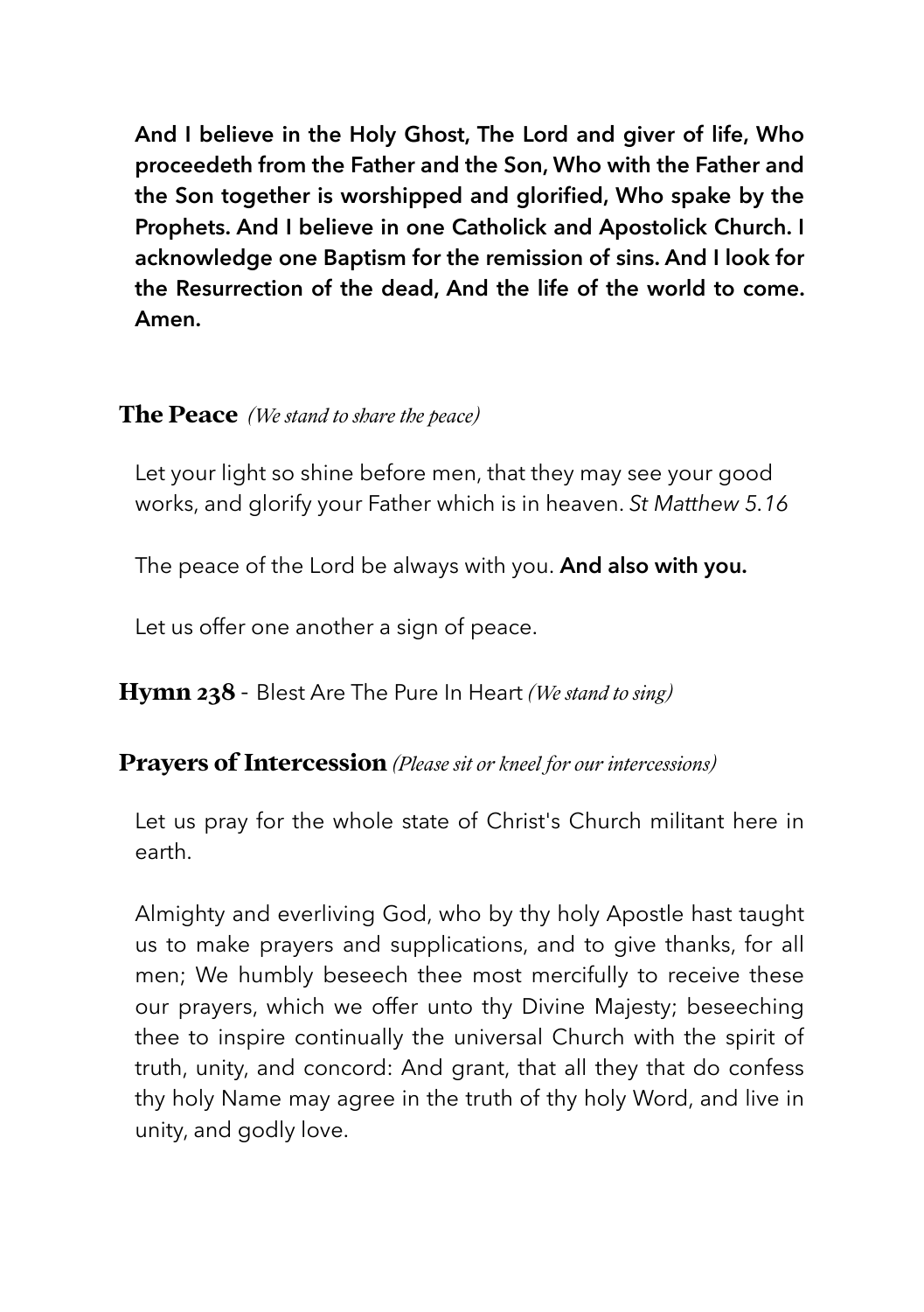**And I believe in the Holy Ghost, The Lord and giver of life, Who proceedeth from the Father and the Son, Who with the Father and the Son together is worshipped and glorified, Who spake by the Prophets. And I believe in one Catholick and Apostolick Church. I acknowledge one Baptism for the remission of sins. And I look for the Resurrection of the dead, And the life of the world to come. Amen.**

## The Peace *(We stand to share the peace)*

Let your light so shine before men, that they may see your good works, and glorify your Father which is in heaven. *St Matthew 5.16*

The peace of the Lord be always with you. **And also with you.**

Let us offer one another a sign of peace.

## Hymn 238 - Blest Are The Pure In Heart *(We stand to sing)*

## Prayers of Intercession *(Please sit or kneel for our intercessions)*

Let us pray for the whole state of Christ's Church militant here in earth.

Almighty and everliving God, who by thy holy Apostle hast taught us to make prayers and supplications, and to give thanks, for all men; We humbly beseech thee most mercifully to receive these our prayers, which we offer unto thy Divine Majesty; beseeching thee to inspire continually the universal Church with the spirit of truth, unity, and concord: And grant, that all they that do confess thy holy Name may agree in the truth of thy holy Word, and live in unity, and godly love.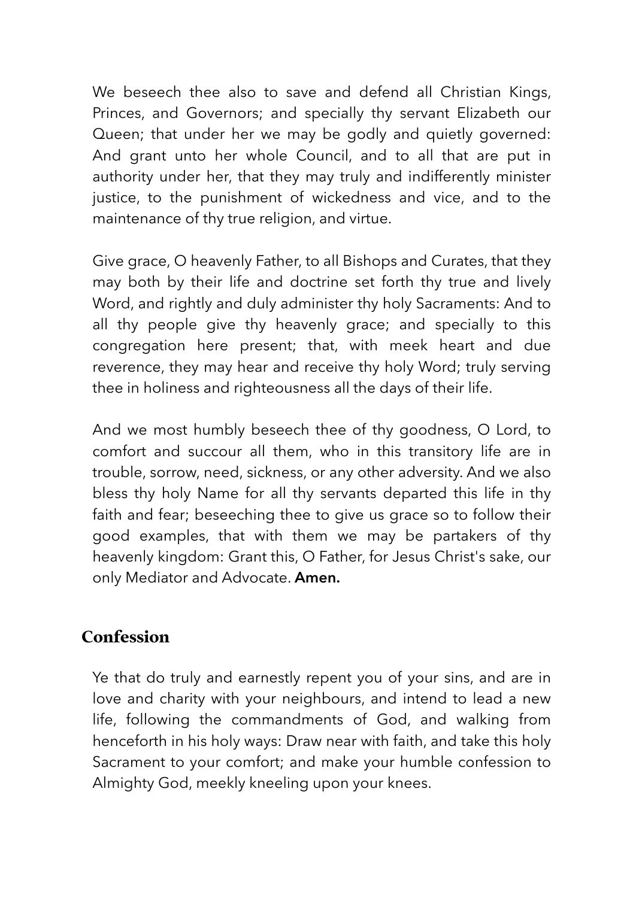We beseech thee also to save and defend all Christian Kings, Princes, and Governors; and specially thy servant Elizabeth our Queen; that under her we may be godly and quietly governed: And grant unto her whole Council, and to all that are put in authority under her, that they may truly and indifferently minister justice, to the punishment of wickedness and vice, and to the maintenance of thy true religion, and virtue.

Give grace, O heavenly Father, to all Bishops and Curates, that they may both by their life and doctrine set forth thy true and lively Word, and rightly and duly administer thy holy Sacraments: And to all thy people give thy heavenly grace; and specially to this congregation here present; that, with meek heart and due reverence, they may hear and receive thy holy Word; truly serving thee in holiness and righteousness all the days of their life.

And we most humbly beseech thee of thy goodness, O Lord, to comfort and succour all them, who in this transitory life are in trouble, sorrow, need, sickness, or any other adversity. And we also bless thy holy Name for all thy servants departed this life in thy faith and fear; beseeching thee to give us grace so to follow their good examples, that with them we may be partakers of thy heavenly kingdom: Grant this, O Father, for Jesus Christ's sake, our only Mediator and Advocate. **Amen.**

## Confession

Ye that do truly and earnestly repent you of your sins, and are in love and charity with your neighbours, and intend to lead a new life, following the commandments of God, and walking from henceforth in his holy ways: Draw near with faith, and take this holy Sacrament to your comfort; and make your humble confession to Almighty God, meekly kneeling upon your knees.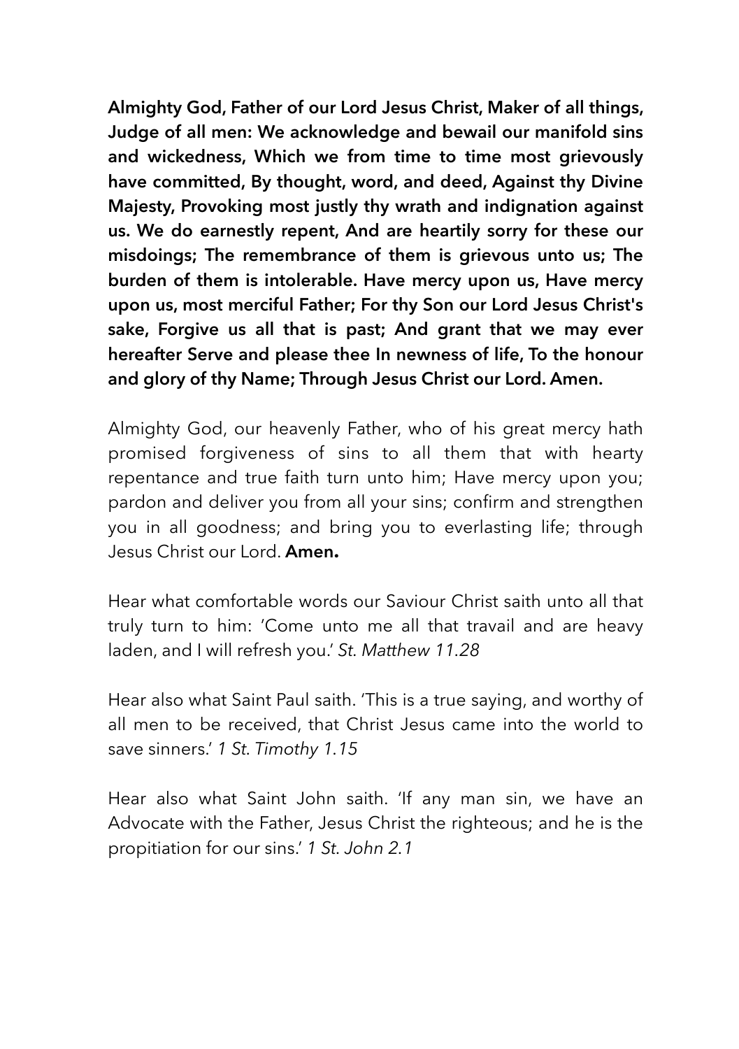**Almighty God, Father of our Lord Jesus Christ, Maker of all things, Judge of all men: We acknowledge and bewail our manifold sins and wickedness, Which we from time to time most grievously have committed, By thought, word, and deed, Against thy Divine Majesty, Provoking most justly thy wrath and indignation against us. We do earnestly repent, And are heartily sorry for these our misdoings; The remembrance of them is grievous unto us; The burden of them is intolerable. Have mercy upon us, Have mercy upon us, most merciful Father; For thy Son our Lord Jesus Christ's sake, Forgive us all that is past; And grant that we may ever hereafter Serve and please thee In newness of life, To the honour and glory of thy Name; Through Jesus Christ our Lord. Amen.**

Almighty God, our heavenly Father, who of his great mercy hath promised forgiveness of sins to all them that with hearty repentance and true faith turn unto him; Have mercy upon you; pardon and deliver you from all your sins; confirm and strengthen you in all goodness; and bring you to everlasting life; through Jesus Christ our Lord. **Amen.**

Hear what comfortable words our Saviour Christ saith unto all that truly turn to him: 'Come unto me all that travail and are heavy laden, and I will refresh you.' *St. Matthew 11.28*

Hear also what Saint Paul saith. 'This is a true saying, and worthy of all men to be received, that Christ Jesus came into the world to save sinners.' *1 St. Timothy 1.15*

Hear also what Saint John saith. 'If any man sin, we have an Advocate with the Father, Jesus Christ the righteous; and he is the propitiation for our sins.' *1 St. John 2.1*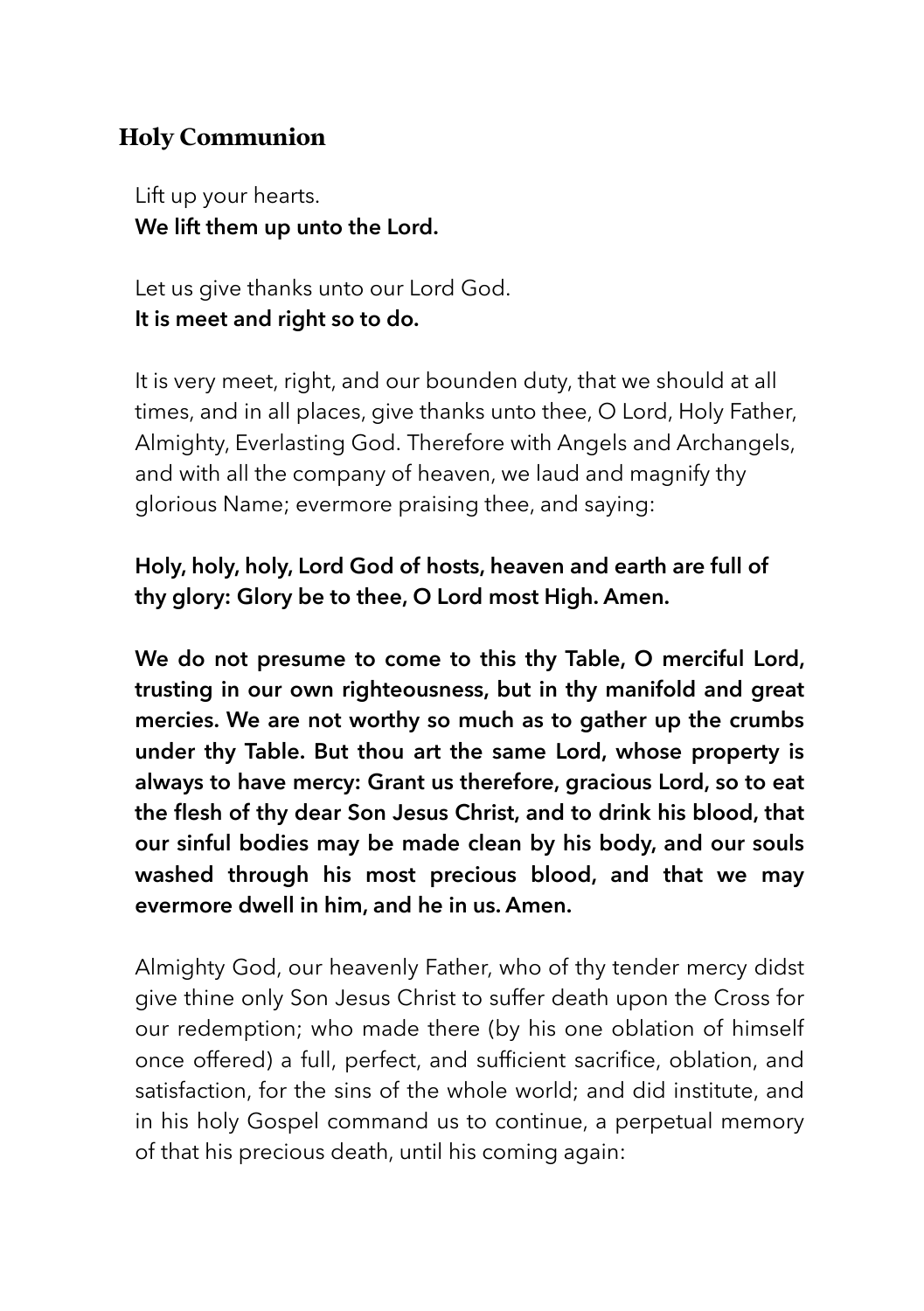## Holy Communion

Lift up your hearts.
**We lift them up unto the Lord.**

Let us give thanks unto our Lord God.
**It is meet and right so to do.**

It is very meet, right, and our bounden duty, that we should at all times, and in all places, give thanks unto thee, O Lord, Holy Father, Almighty, Everlasting God. Therefore with Angels and Archangels, and with all the company of heaven, we laud and magnify thy glorious Name; evermore praising thee, and saying:

**Holy, holy, holy, Lord God of hosts, heaven and earth are full of thy glory: Glory be to thee, O Lord most High. Amen.**

**We do not presume to come to this thy Table, O merciful Lord, trusting in our own righteousness, but in thy manifold and great mercies. We are not worthy so much as to gather up the crumbs under thy Table. But thou art the same Lord, whose property is always to have mercy: Grant us therefore, gracious Lord, so to eat the flesh of thy dear Son Jesus Christ, and to drink his blood, that our sinful bodies may be made clean by his body, and our souls washed through his most precious blood, and that we may evermore dwell in him, and he in us. Amen.**

Almighty God, our heavenly Father, who of thy tender mercy didst give thine only Son Jesus Christ to suffer death upon the Cross for our redemption; who made there (by his one oblation of himself once offered) a full, perfect, and sufficient sacrifice, oblation, and satisfaction, for the sins of the whole world; and did institute, and in his holy Gospel command us to continue, a perpetual memory of that his precious death, until his coming again: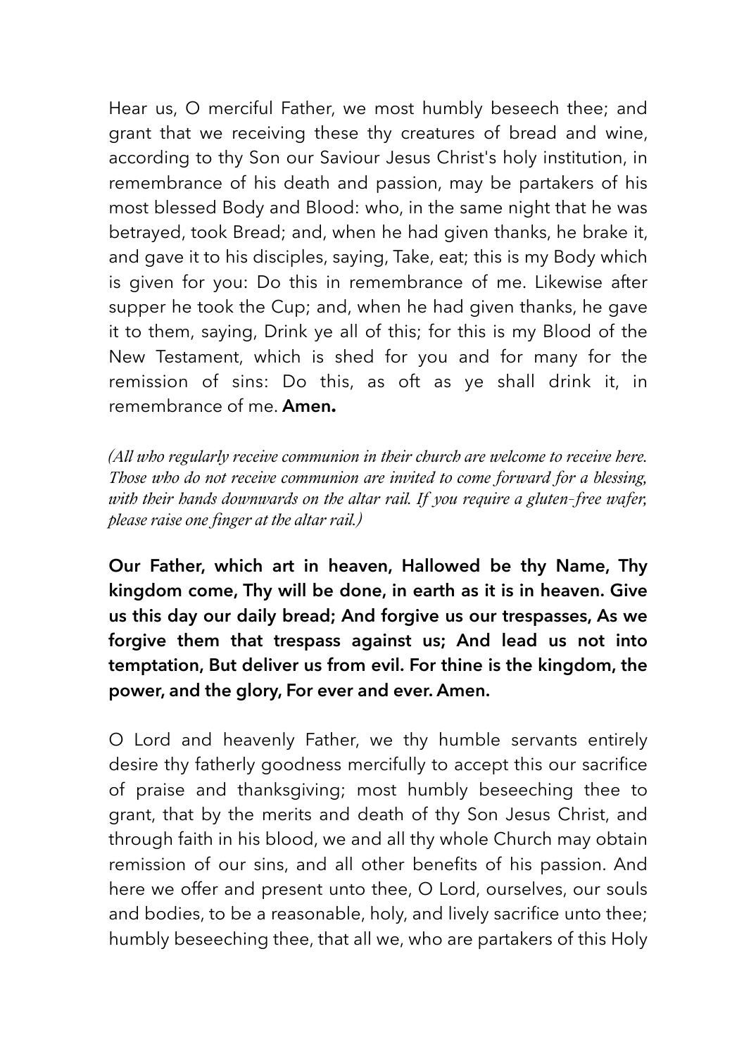Hear us, O merciful Father, we most humbly beseech thee; and grant that we receiving these thy creatures of bread and wine, according to thy Son our Saviour Jesus Christ's holy institution, in remembrance of his death and passion, may be partakers of his most blessed Body and Blood: who, in the same night that he was betrayed, took Bread; and, when he had given thanks, he brake it, and gave it to his disciples, saying, Take, eat; this is my Body which is given for you: Do this in remembrance of me. Likewise after supper he took the Cup; and, when he had given thanks, he gave it to them, saying, Drink ye all of this; for this is my Blood of the New Testament, which is shed for you and for many for the remission of sins: Do this, as oft as ye shall drink it, in remembrance of me. **Amen.**

*(All who regularly receive communion in their church are welcome to receive here. Those who do not receive communion are invited to come forward for a blessing, with their hands downwards on the altar rail. If you require a gluten-free wafer, please raise one finger at the altar rail.)*

**Our Father, which art in heaven, Hallowed be thy Name, Thy kingdom come, Thy will be done, in earth as it is in heaven. Give us this day our daily bread; And forgive us our trespasses, As we forgive them that trespass against us; And lead us not into temptation, But deliver us from evil. For thine is the kingdom, the power, and the glory, For ever and ever. Amen.**

O Lord and heavenly Father, we thy humble servants entirely desire thy fatherly goodness mercifully to accept this our sacrifice of praise and thanksgiving; most humbly beseeching thee to grant, that by the merits and death of thy Son Jesus Christ, and through faith in his blood, we and all thy whole Church may obtain remission of our sins, and all other benefits of his passion. And here we offer and present unto thee, O Lord, ourselves, our souls and bodies, to be a reasonable, holy, and lively sacrifice unto thee; humbly beseeching thee, that all we, who are partakers of this Holy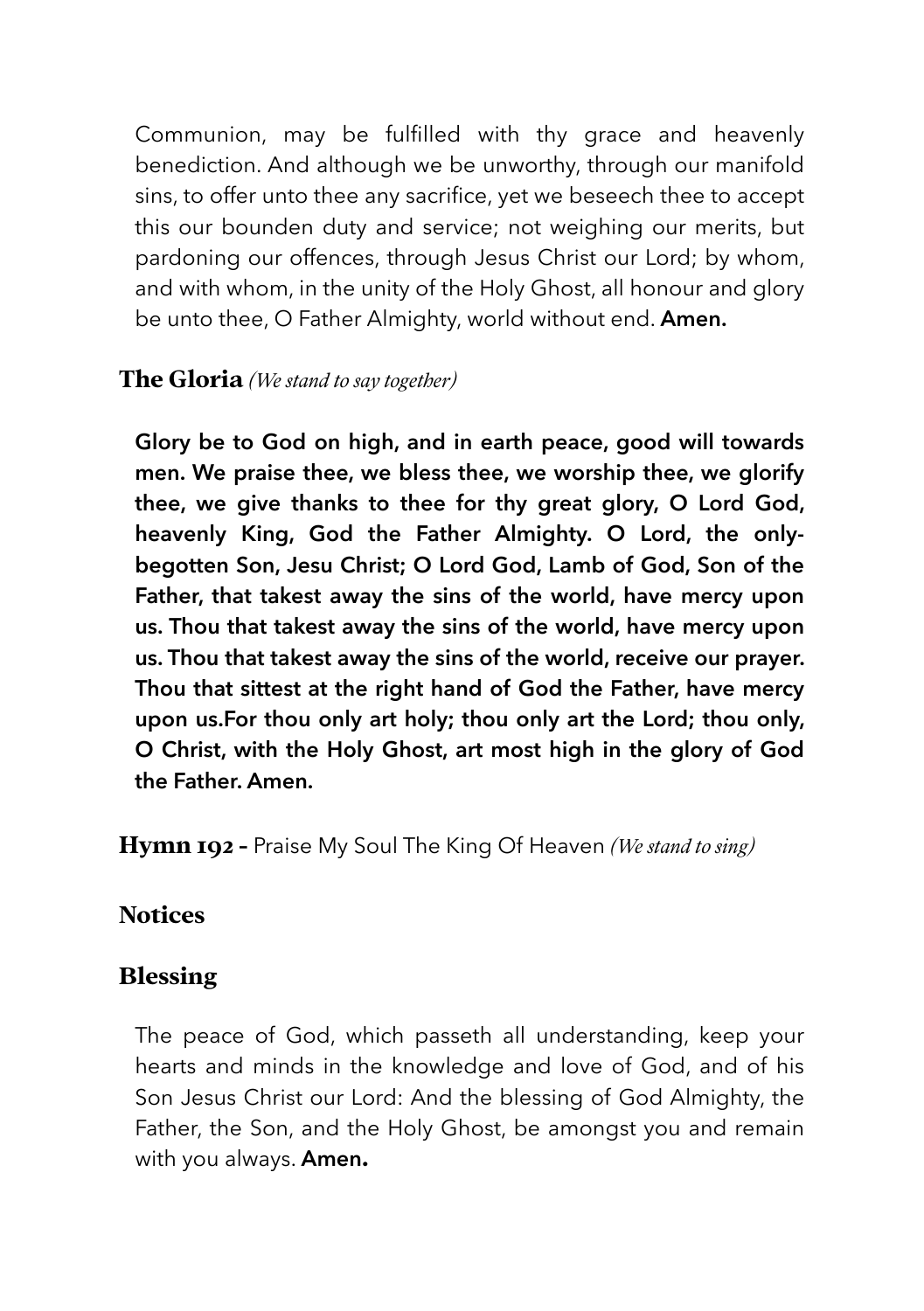Communion, may be fulfilled with thy grace and heavenly benediction. And although we be unworthy, through our manifold sins, to offer unto thee any sacrifice, yet we beseech thee to accept this our bounden duty and service; not weighing our merits, but pardoning our offences, through Jesus Christ our Lord; by whom, and with whom, in the unity of the Holy Ghost, all honour and glory be unto thee, O Father Almighty, world without end. **Amen.**

## The Gloria *(We stand to say together)*

**Glory be to God on high, and in earth peace, good will towards men. We praise thee, we bless thee, we worship thee, we glorify thee, we give thanks to thee for thy great glory, O Lord God, heavenly King, God the Father Almighty. O Lord, the only-begotten Son, Jesu Christ; O Lord God, Lamb of God, Son of the Father, that takest away the sins of the world, have mercy upon us. Thou that takest away the sins of the world, have mercy upon us. Thou that takest away the sins of the world, receive our prayer. Thou that sittest at the right hand of God the Father, have mercy upon us.For thou only art holy; thou only art the Lord; thou only, O Christ, with the Holy Ghost, art most high in the glory of God the Father. Amen.**

## Hymn 192 - Praise My Soul The King Of Heaven *(We stand to sing)*

## Notices

## Blessing

The peace of God, which passeth all understanding, keep your hearts and minds in the knowledge and love of God, and of his Son Jesus Christ our Lord: And the blessing of God Almighty, the Father, the Son, and the Holy Ghost, be amongst you and remain with you always. **Amen.**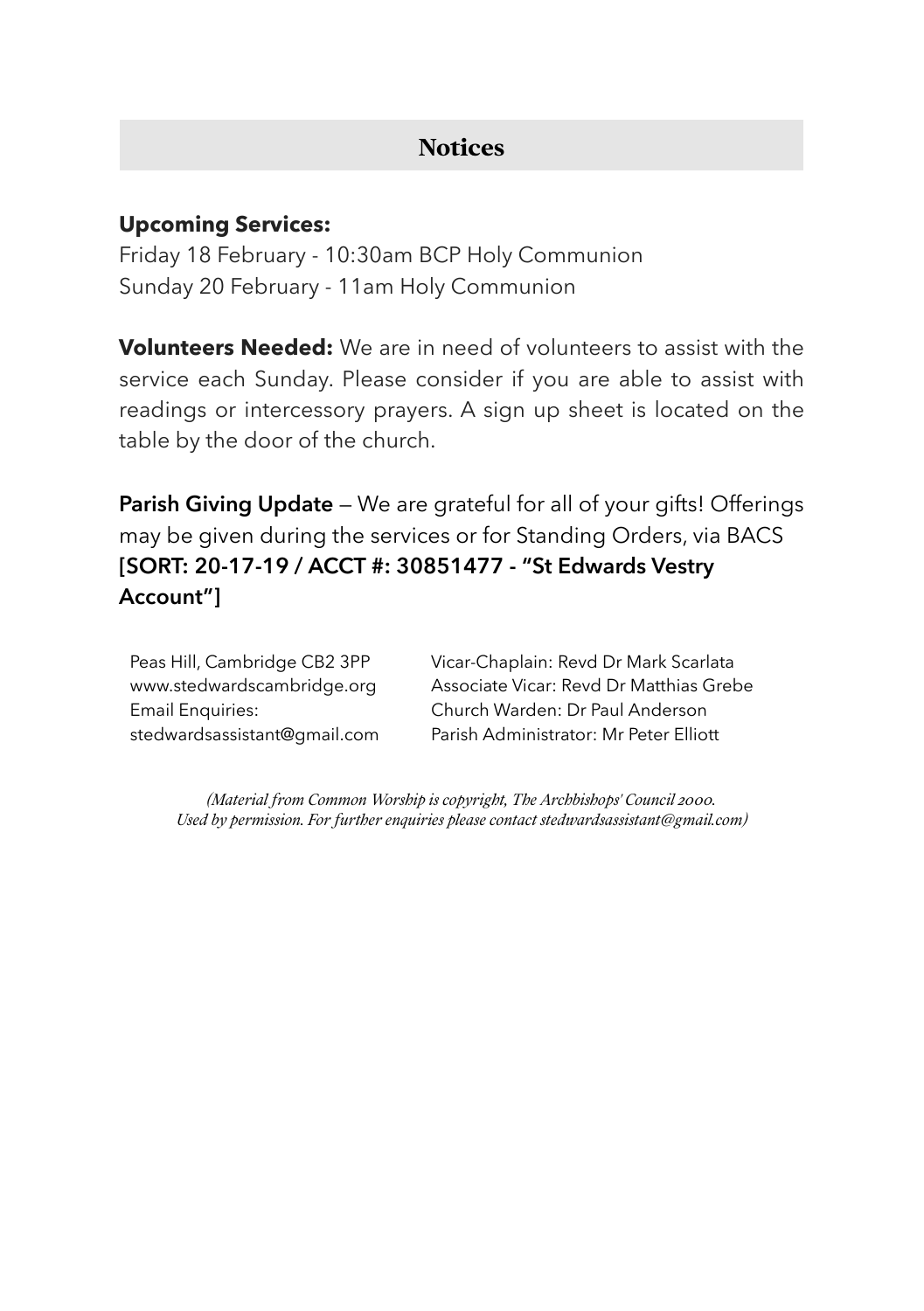## Notices

**Upcoming Services:**
Friday 18 February - 10:30am BCP Holy Communion
Sunday 20 February - 11am Holy Communion

**Volunteers Needed:** We are in need of volunteers to assist with the service each Sunday. Please consider if you are able to assist with readings or intercessory prayers. A sign up sheet is located on the table by the door of the church.

**Parish Giving Update** — We are grateful for all of your gifts! Offerings may be given during the services or for Standing Orders, via BACS **[SORT: 20-17-19 / ACCT #: 30851477 - "St Edwards Vestry Account"]**

Peas Hill, Cambridge CB2 3PP
www.stedwardscambridge.org
Email Enquiries:
stedwardsassistant@gmail.com

Vicar-Chaplain: Revd Dr Mark Scarlata
Associate Vicar: Revd Dr Matthias Grebe
Church Warden: Dr Paul Anderson
Parish Administrator: Mr Peter Elliott

*(Material from Common Worship is copyright, The Archbishops' Council 2000. Used by permission. For further enquiries please contact stedwardsassistant@gmail.com)*